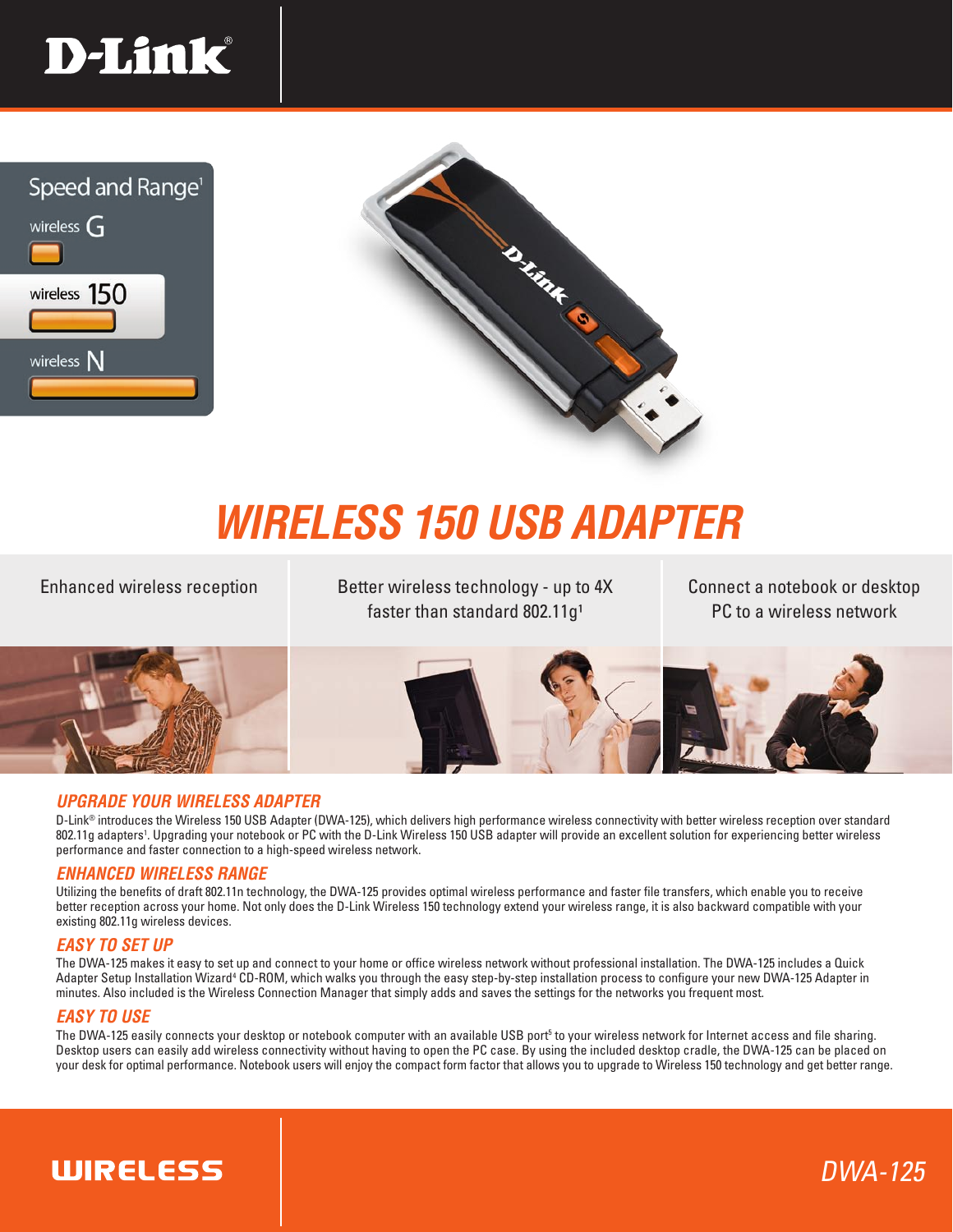# D-Link

Speed and Range[1]

wireless G

wireless 150

wireless N

# WIRELESS 150 USB ADAPTER

| Enhanced wireless reception | Better wireless technology - up to 4X faster than standard 802.11g[1] | Connect a notebook or desktop PC to a wireless network |
|---|---|---|

## UPGRADE YOUR WIRELESS ADAPTER

D-Link® introduces the Wireless 150 USB Adapter (DWA-125), which delivers high performance wireless connectivity with better wireless reception over standard 802.11g adapters[1]. Upgrading your notebook or PC with the D-Link Wireless 150 USB adapter will provide an excellent solution for experiencing better wireless performance and faster connection to a high-speed wireless network.

## ENHANCED WIRELESS RANGE

Utilizing the benefits of draft 802.11n technology, the DWA-125 provides optimal wireless performance and faster file transfers, which enable you to receive better reception across your home. Not only does the D-Link Wireless 150 technology extend your wireless range, it is also backward compatible with your existing 802.11g wireless devices.

## EASY TO SET UP

The DWA-125 makes it easy to set up and connect to your home or office wireless network without professional installation. The DWA-125 includes a Quick Adapter Setup Installation Wizard[4] CD-ROM, which walks you through the easy step-by-step installation process to configure your new DWA-125 Adapter in minutes. Also included is the Wireless Connection Manager that simply adds and saves the settings for the networks you frequent most.

## EASY TO USE

The DWA-125 easily connects your desktop or notebook computer with an available USB port[5] to your wireless network for Internet access and file sharing. Desktop users can easily add wireless connectivity without having to open the PC case. By using the included desktop cradle, the DWA-125 can be placed on your desk for optimal performance. Notebook users will enjoy the compact form factor that allows you to upgrade to Wireless 150 technology and get better range.

WIRELESS

DWA-125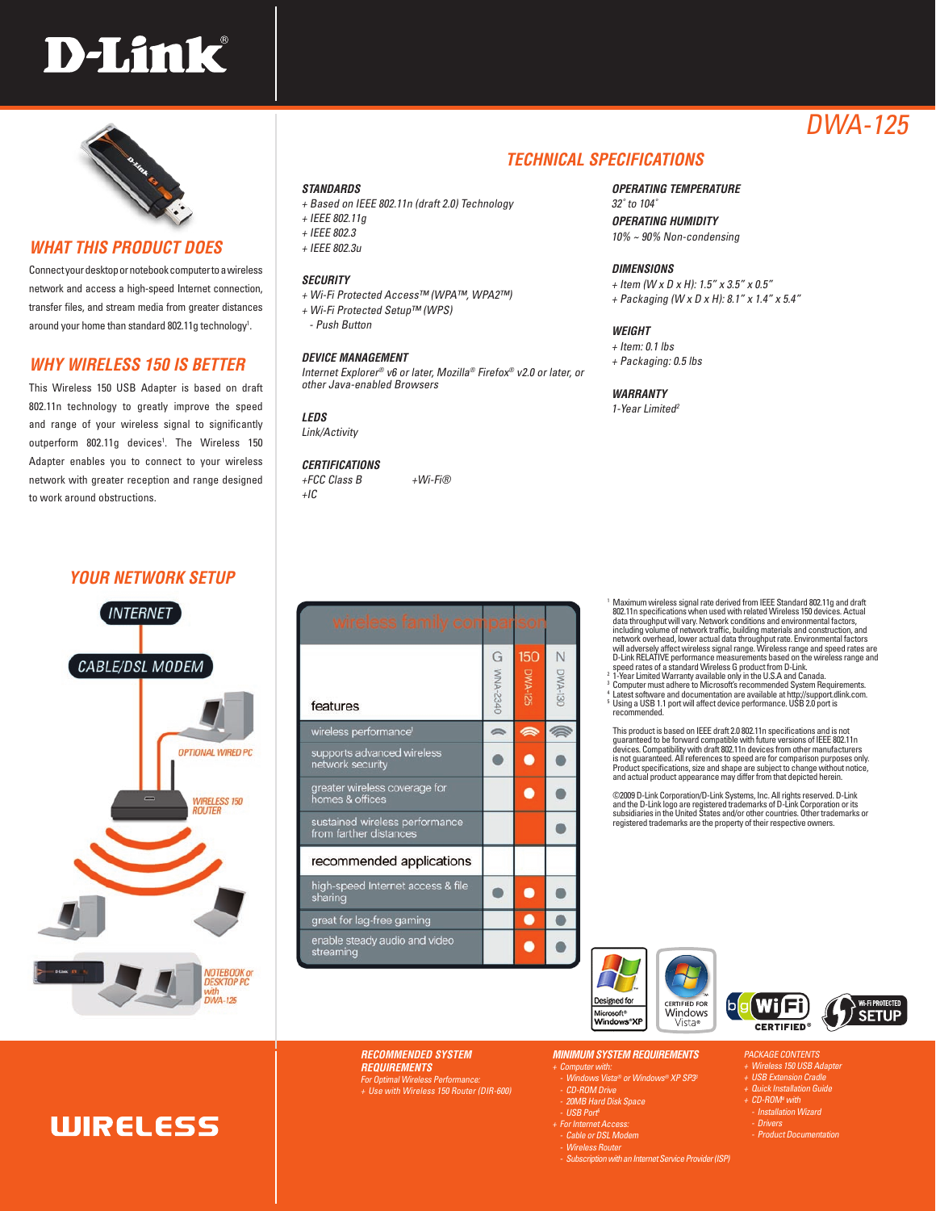# D-Link

## DWA-125

## WHAT THIS PRODUCT DOES

Connect your desktop or notebook computer to a wireless network and access a high-speed Internet connection, transfer files, and stream media from greater distances around your home than standard 802.11g technology[1].

## WHY WIRELESS 150 IS BETTER

This Wireless 150 USB Adapter is based on draft 802.11n technology to greatly improve the speed and range of your wireless signal to significantly outperform 802.11g devices[1]. The Wireless 150 Adapter enables you to connect to your wireless network with greater reception and range designed to work around obstructions.

## TECHNICAL SPECIFICATIONS

### STANDARDS
+ Based on IEEE 802.11n (draft 2.0) Technology
+ IEEE 802.11g
+ IEEE 802.3
+ IEEE 802.3u

### SECURITY
+ Wi-Fi Protected Access™ (WPA™, WPA2™)
+ Wi-Fi Protected Setup™ (WPS)
  - Push Button

### DEVICE MANAGEMENT
Internet Explorer® v6 or later, Mozilla® Firefox® v2.0 or later, or other Java-enabled Browsers

### LEDS
Link/Activity

### CERTIFICATIONS
+FCC Class B
+IC
+Wi-Fi®

### OPERATING TEMPERATURE
32° to 104°

### OPERATING HUMIDITY
10% ~ 90% Non-condensing

### DIMENSIONS
+ Item (W x D x H): 1.5" x 3.5" x 0.5"
+ Packaging (W x D x H): 8.1" x 1.4" x 5.4"

### WEIGHT
+ Item: 0.1 lbs
+ Packaging: 0.5 lbs

### WARRANTY
1-Year Limited[2]

## YOUR NETWORK SETUP

INTERNET

CABLE/DSL MODEM

OPTIONAL WIRED PC

WIRELESS 150 ROUTER

NOTEBOOK or DESKTOP PC with DWA-125

## wireless family comparison

| features | G (WNA-2340) | 150 (DWA-125) | N (DWA-130) |
|---|---|---|---|
| wireless performance[1] | ● | ● | ● |
| supports advanced wireless network security | ● | ● | ● |
| greater wireless coverage for homes & offices | | ● | ● |
| sustained wireless performance from farther distances | | | ● |
| **recommended applications** | | | |
| high-speed Internet access & file sharing | ● | ● | ● |
| great for lag-free gaming | | ● | ● |
| enable steady audio and video streaming | | ● | ● |

[1] Maximum wireless signal rate derived from IEEE Standard 802.11g and draft 802.11n specifications when used with related Wireless 150 devices. Actual data throughput will vary. Network conditions and environmental factors, including volume of network traffic, building materials and construction, and network overhead, lower actual data throughput rate. Environmental factors will adversely affect wireless signal range. Wireless range and speed rates are D-Link RELATIVE performance measurements based on the wireless range and speed rates of a standard Wireless G product from D-Link.
[2] 1-Year Limited Warranty available only in the U.S.A and Canada.
[3] Computer must adhere to Microsoft's recommended System Requirements.
[4] Latest software and documentation are available at http://support.dlink.com.
[5] Using a USB 1.1 port will affect device performance. USB 2.0 port is recommended.

This product is based on IEEE draft 2.0 802.11n specifications and is not guaranteed to be forward compatible with future versions of IEEE 802.11n devices. Compatibility with draft 802.11n devices from other manufacturers is not guaranteed. All references to speed are for comparison purposes only. Product specifications, size and shape are subject to change without notice, and actual product appearance may differ from that depicted herein.

©2009 D-Link Corporation/D-Link Systems, Inc. All rights reserved. D-Link and the D-Link logo are registered trademarks of D-Link Corporation or its subsidiaries in the United States and/or other countries. Other trademarks are the property of their respective owners.

Designed for Microsoft® Windows® XP

CERTIFIED FOR Windows Vista®

Wi-Fi CERTIFIED

WI-FI PROTECTED SETUP

### RECOMMENDED SYSTEM REQUIREMENTS
For Optimal Wireless Performance:
+ Use with Wireless 150 Router (DIR-600)

### MINIMUM SYSTEM REQUIREMENTS
+ Computer with:
  - Windows Vista® or Windows® XP SP3[3]
  - CD-ROM Drive
  - 20MB Hard Disk Space
  - USB Port[5]
+ For Internet Access:
  - Cable or DSL Modem
  - Wireless Router
  - Subscription with an Internet Service Provider (ISP)

### PACKAGE CONTENTS
+ Wireless 150 USB Adapter
+ USB Extension Cradle
+ Quick Installation Guide
+ CD-ROM[4] with
  - Installation Wizard
  - Drivers
  - Product Documentation

WIRELESS